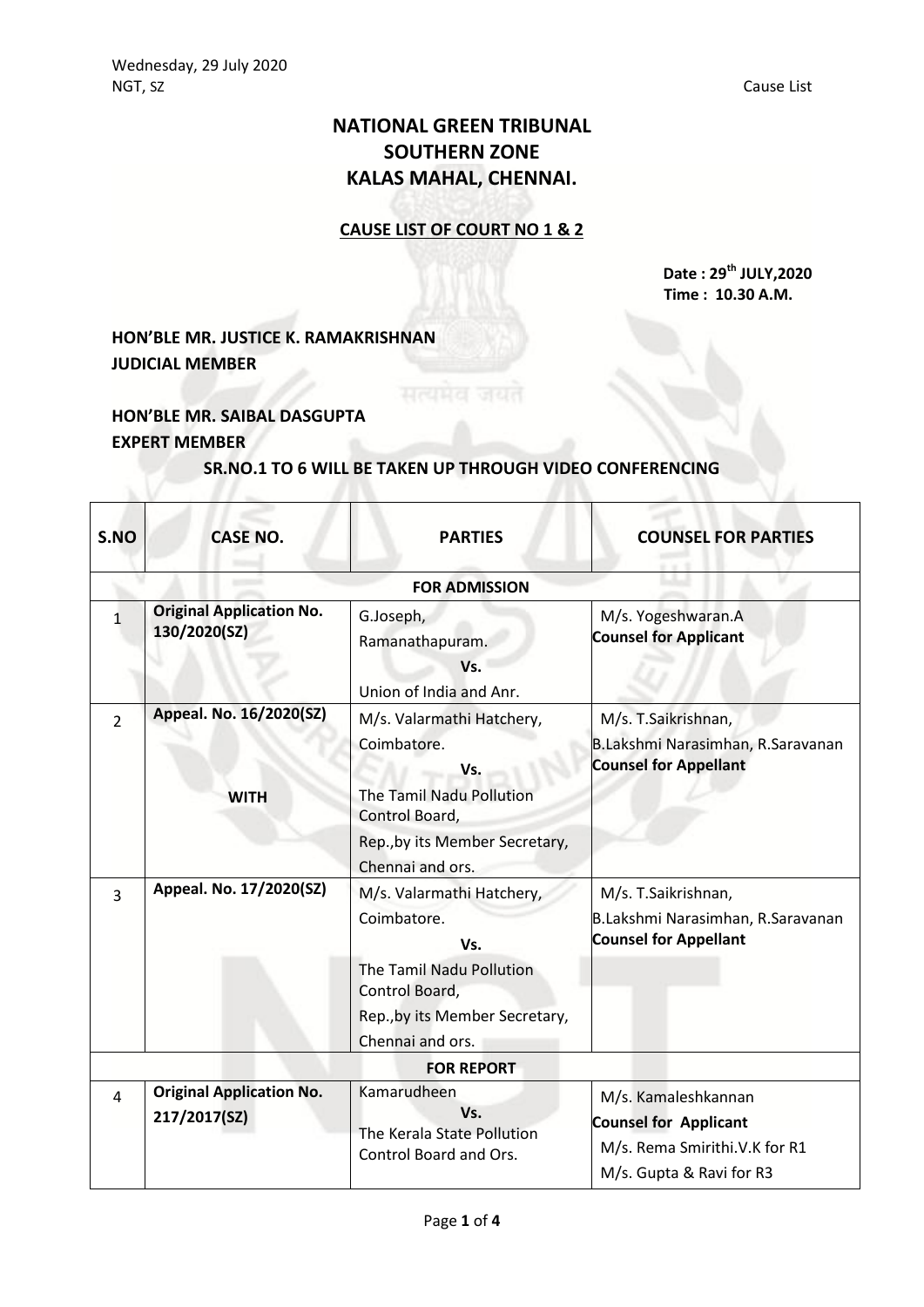# NATIONAL GREEN TRIBUNAL
# SOUTHERN ZONE
# KALAS MAHAL, CHENNAI.

**CAUSE LIST OF COURT NO 1 & 2**

**Date : 29th JULY,2020**
**Time : 10.30 A.M.**

**HON'BLE MR. JUSTICE K. RAMAKRISHNAN**
**JUDICIAL MEMBER**

**HON'BLE MR. SAIBAL DASGUPTA**
**EXPERT MEMBER**

**SR.NO.1 TO 6 WILL BE TAKEN UP THROUGH VIDEO CONFERENCING**

| S.NO | CASE NO. | PARTIES | COUNSEL FOR PARTIES |
|---|---|---|---|
| | | **FOR ADMISSION** | |
| 1 | **Original Application No. 130/2020(SZ)** | G.Joseph, Ramanathapuram. **Vs.** Union of India and Anr. | M/s. Yogeshwaran.A **Counsel for Applicant** |
| 2 | **Appeal. No. 16/2020(SZ)** **WITH** | M/s. Valarmathi Hatchery, Coimbatore. **Vs.** The Tamil Nadu Pollution Control Board, Rep.,by its Member Secretary, Chennai and ors. | M/s. T.Saikrishnan, B.Lakshmi Narasimhan, R.Saravanan **Counsel for Appellant** |
| 3 | **Appeal. No. 17/2020(SZ)** | M/s. Valarmathi Hatchery, Coimbatore. **Vs.** The Tamil Nadu Pollution Control Board, Rep.,by its Member Secretary, Chennai and ors. | M/s. T.Saikrishnan, B.Lakshmi Narasimhan, R.Saravanan **Counsel for Appellant** |
| | | **FOR REPORT** | |
| 4 | **Original Application No. 217/2017(SZ)** | Kamarudheen **Vs.** The Kerala State Pollution Control Board and Ors. | M/s. Kamaleshkannan **Counsel for Applicant** M/s. Rema Smirithi.V.K for R1 M/s. Gupta & Ravi for R3 |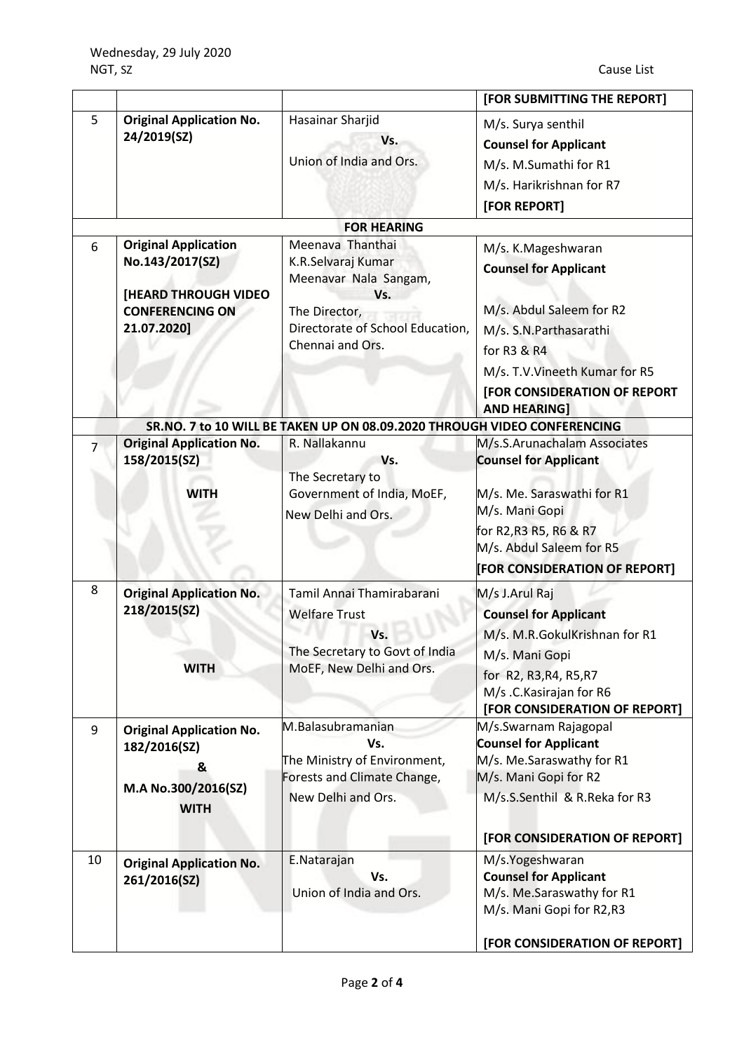| | | | [FOR SUBMITTING THE REPORT] |
|---|---|---|---|
| 5 | **Original Application No. 24/2019(SZ)** | Hasainar Sharjid<br>**Vs.**<br>Union of India and Ors. | M/s. Surya senthil<br>**Counsel for Applicant**<br>M/s. M.Sumathi for R1<br>M/s. Harikrishnan for R7<br>**[FOR REPORT]** |
| | | **FOR HEARING** | |
| 6 | **Original Application No.143/2017(SZ)**<br><br>**[HEARD THROUGH VIDEO CONFERENCING ON 21.07.2020]** | Meenava Thanthai K.R.Selvaraj Kumar Meenavar Nala Sangam,<br>**Vs.**<br>The Director, Directorate of School Education, Chennai and Ors. | M/s. K.Mageshwaran<br>**Counsel for Applicant**<br><br>M/s. Abdul Saleem for R2<br>M/s. S.N.Parthasarathi for R3 & R4<br>M/s. T.V.Vineeth Kumar for R5<br>**[FOR CONSIDERATION OF REPORT AND HEARING]** |
| | | **SR.NO. 7 to 10 WILL BE TAKEN UP ON 08.09.2020 THROUGH VIDEO CONFERENCING** | |
| 7 | **Original Application No. 158/2015(SZ)**<br><br>**WITH** | R. Nallakannu<br>**Vs.**<br>The Secretary to Government of India, MoEF, New Delhi and Ors. | M/s.S.Arunachalam Associates<br>**Counsel for Applicant**<br><br>M/s. Me. Saraswathi for R1<br>M/s. Mani Gopi for R2,R3 R5, R6 & R7<br>M/s. Abdul Saleem for R5<br>**[FOR CONSIDERATION OF REPORT]** |
| 8 | **Original Application No. 218/2015(SZ)**<br><br>**WITH** | Tamil Annai Thamirabarani Welfare Trust<br>**Vs.**<br>The Secretary to Govt of India MoEF, New Delhi and Ors. | M/s J.Arul Raj<br>**Counsel for Applicant**<br>M/s. M.R.GokulKrishnan for R1<br>M/s. Mani Gopi for R2, R3,R4, R5,R7<br>M/s .C.Kasirajan for R6<br>**[FOR CONSIDERATION OF REPORT]** |
| 9 | **Original Application No. 182/2016(SZ)**<br>**&**<br>**M.A No.300/2016(SZ)**<br>**WITH** | M.Balasubramanian<br>**Vs.**<br>The Ministry of Environment, Forests and Climate Change, New Delhi and Ors. | M/s.Swarnam Rajagopal<br>**Counsel for Applicant**<br>M/s. Me.Saraswathy for R1<br>M/s. Mani Gopi for R2<br>M/s.S.Senthil & R.Reka for R3<br><br>**[FOR CONSIDERATION OF REPORT]** |
| 10 | **Original Application No. 261/2016(SZ)** | E.Natarajan<br>**Vs.**<br>Union of India and Ors. | M/s.Yogeshwaran<br>**Counsel for Applicant**<br>M/s. Me.Saraswathy for R1<br>M/s. Mani Gopi for R2,R3<br><br>**[FOR CONSIDERATION OF REPORT]** |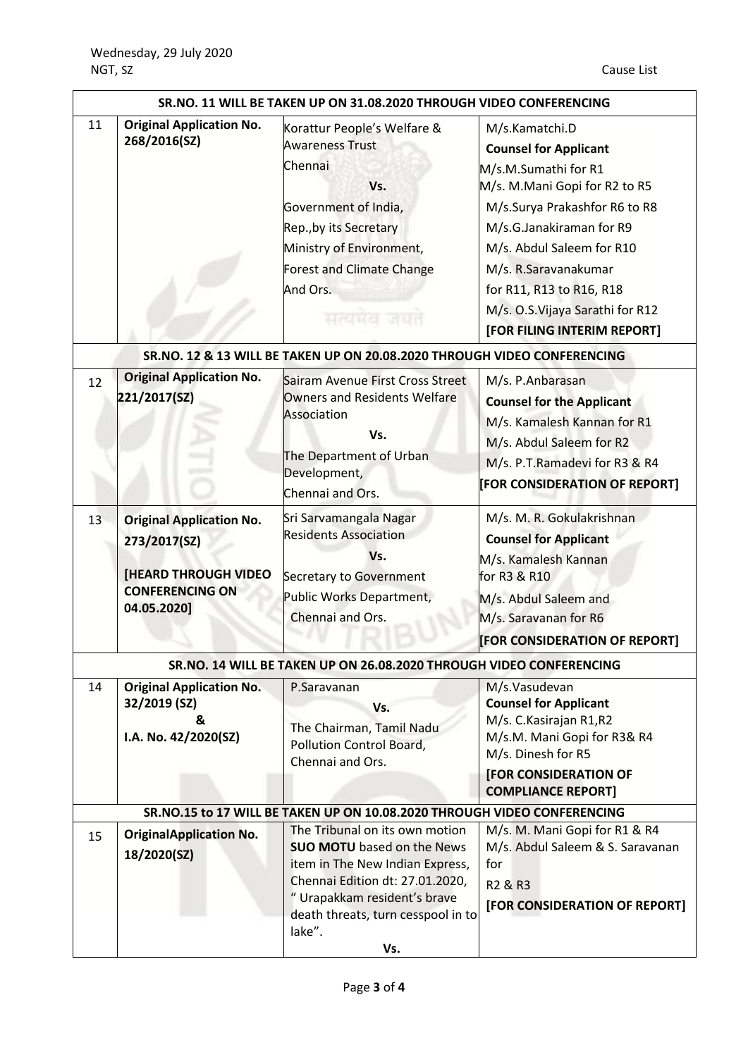| | | | |
|---|---|---|---|
| **SR.NO. 11 WILL BE TAKEN UP ON 31.08.2020 THROUGH VIDEO CONFERENCING** | | | |
| 11 | **Original Application No. 268/2016(SZ)** | Korattur People's Welfare & Awareness Trust Chennai **Vs.** Government of India, Rep.,by its Secretary Ministry of Environment, Forest and Climate Change And Ors. | M/s.Kamatchi.D **Counsel for Applicant** M/s.M.Sumathi for R1 M/s. M.Mani Gopi for R2 to R5 M/s.Surya Prakashfor R6 to R8 M/s.G.Janakiraman for R9 M/s. Abdul Saleem for R10 M/s. R.Saravanakumar for R11, R13 to R16, R18 M/s. O.S.Vijaya Sarathi for R12 **[FOR FILING INTERIM REPORT]** |
| **SR.NO. 12 & 13 WILL BE TAKEN UP ON 20.08.2020 THROUGH VIDEO CONFERENCING** | | | |
| 12 | **Original Application No. 221/2017(SZ)** | Sairam Avenue First Cross Street Owners and Residents Welfare Association **Vs.** The Department of Urban Development, Chennai and Ors. | M/s. P.Anbarasan **Counsel for the Applicant** M/s. Kamalesh Kannan for R1 M/s. Abdul Saleem for R2 M/s. P.T.Ramadevi for R3 & R4 **[FOR CONSIDERATION OF REPORT]** |
| 13 | **Original Application No. 273/2017(SZ)** **[HEARD THROUGH VIDEO CONFERENCING ON 04.05.2020]** | Sri Sarvamangala Nagar Residents Association **Vs.** Secretary to Government Public Works Department, Chennai and Ors. | M/s. M. R. Gokulakrishnan **Counsel for Applicant** M/s. Kamalesh Kannan for R3 & R10 M/s. Abdul Saleem and M/s. Saravanan for R6 **[FOR CONSIDERATION OF REPORT]** |
| **SR.NO. 14 WILL BE TAKEN UP ON 26.08.2020 THROUGH VIDEO CONFERENCING** | | | |
| 14 | **Original Application No. 32/2019 (SZ) & I.A. No. 42/2020(SZ)** | P.Saravanan **Vs.** The Chairman, Tamil Nadu Pollution Control Board, Chennai and Ors. | M/s.Vasudevan **Counsel for Applicant** M/s. C.Kasirajan R1,R2 M/s.M. Mani Gopi for R3& R4 M/s. Dinesh for R5 **[FOR CONSIDERATION OF COMPLIANCE REPORT]** |
| **SR.NO.15 to 17 WILL BE TAKEN UP ON 10.08.2020 THROUGH VIDEO CONFERENCING** | | | |
| 15 | **OriginalApplication No. 18/2020(SZ)** | The Tribunal on its own motion **SUO MOTU** based on the News item in The New Indian Express, Chennai Edition dt: 27.01.2020, " Urapakkam resident's brave death threats, turn cesspool in to lake". **Vs.** | M/s. M. Mani Gopi for R1 & R4 M/s. Abdul Saleem & S. Saravanan for R2 & R3 **[FOR CONSIDERATION OF REPORT]** |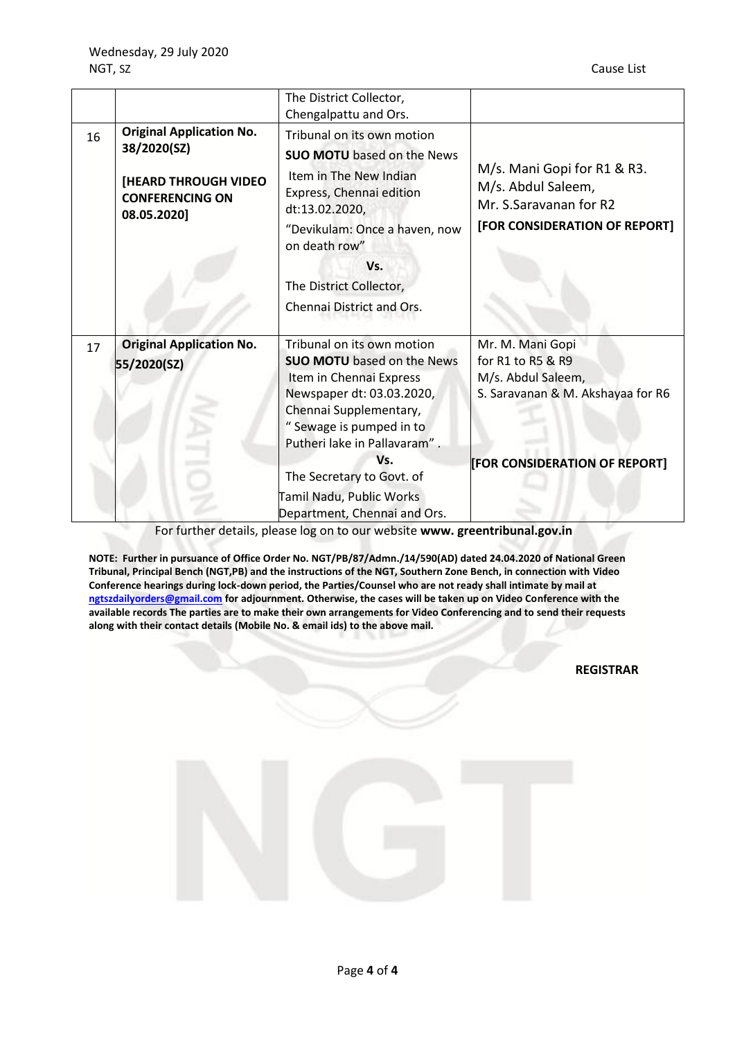Wednesday, 29 July 2020
NGT, SZ

Cause List

| | | | |
|---|---|---|---|
| | | The District Collector, Chengalpattu and Ors. | |
| 16 | **Original Application No. 38/2020(SZ)**<br><br>**[HEARD THROUGH VIDEO CONFERENCING ON 08.05.2020]** | Tribunal on its own motion **SUO MOTU** based on the News Item in The New Indian Express, Chennai edition dt:13.02.2020, "Devikulam: Once a haven, now on death row"<br>**Vs.**<br>The District Collector, Chennai District and Ors. | M/s. Mani Gopi for R1 & R3.<br>M/s. Abdul Saleem,<br>Mr. S.Saravanan for R2<br>**[FOR CONSIDERATION OF REPORT]** |
| 17 | **Original Application No. 55/2020(SZ)** | Tribunal on its own motion **SUO MOTU** based on the News Item in Chennai Express Newspaper dt: 03.03.2020, Chennai Supplementary, " Sewage is pumped in to Putheri lake in Pallavaram" .<br>**Vs.**<br>The Secretary to Govt. of Tamil Nadu, Public Works Department, Chennai and Ors. | Mr. M. Mani Gopi for R1 to R5 & R9<br>M/s. Abdul Saleem,<br>S. Saravanan & M. Akshayaa for R6<br><br>**[FOR CONSIDERATION OF REPORT]** |

For further details, please log on to our website **www. greentribunal.gov.in**

**NOTE: Further in pursuance of Office Order No. NGT/PB/87/Admn./14/590(AD) dated 24.04.2020 of National Green Tribunal, Principal Bench (NGT,PB) and the instructions of the NGT, Southern Zone Bench, in connection with Video Conference hearings during lock-down period, the Parties/Counsel who are not ready shall intimate by mail at ngtszdailyorders@gmail.com for adjournment. Otherwise, the cases will be taken up on Video Conference with the available records The parties are to make their own arrangements for Video Conferencing and to send their requests along with their contact details (Mobile No. & email ids) to the above mail.**

**REGISTRAR**